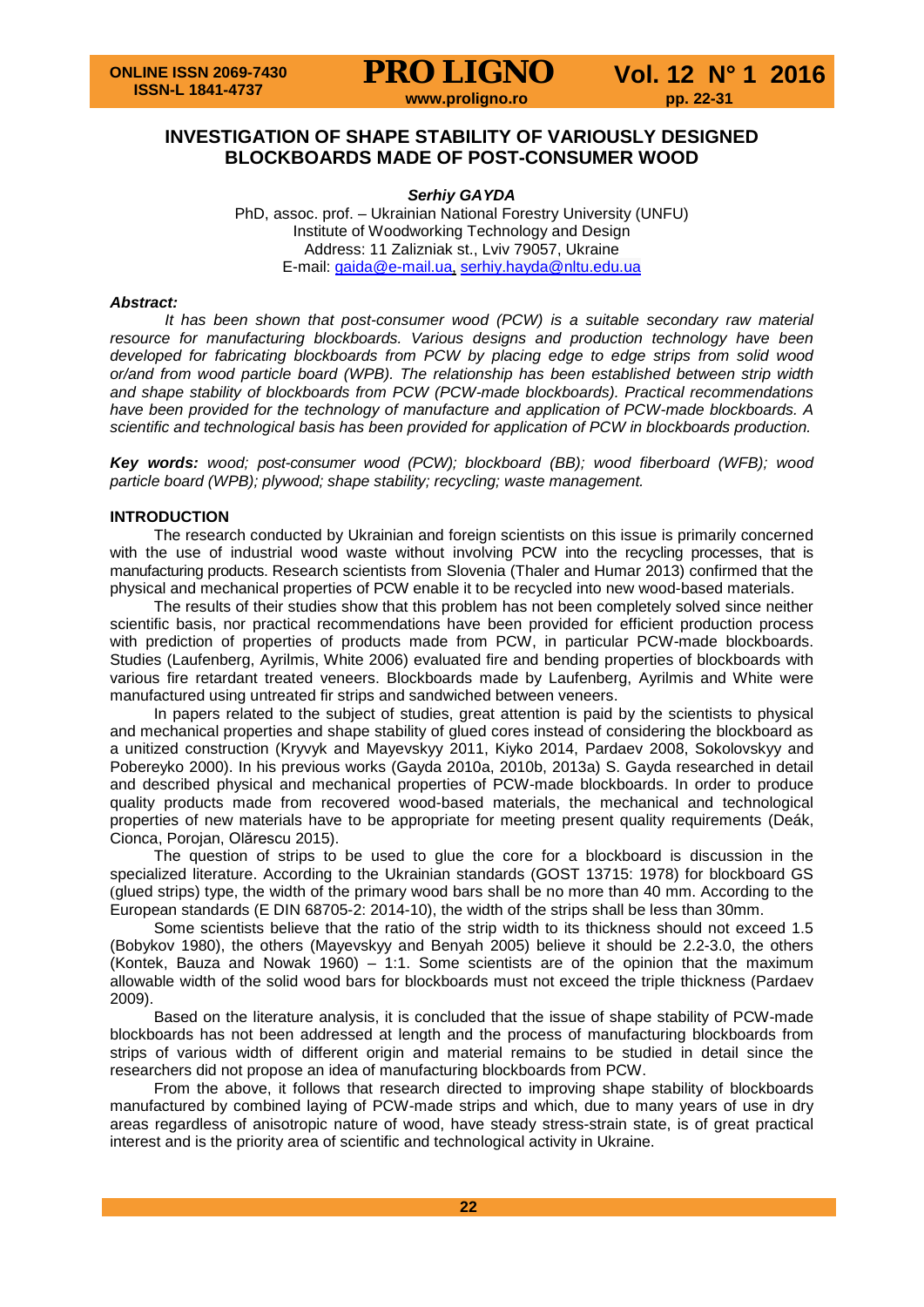# INVESTIGATION OF SHAPE STABILITY OF VARIOUSLY DESIGNED BLOCKBOARDS MADE OF POST-CONSUMER WOOD

***Serhiy GAYDA***

PhD, assoc. prof. – Ukrainian National Forestry University (UNFU)
Institute of Woodworking Technology and Design
Address: 11 Zalizniak st., Lviv 79057, Ukraine
E-mail: gaida@e-mail.ua, serhiy.hayda@nltu.edu.ua

***Abstract:***

*It has been shown that post-consumer wood (PCW) is a suitable secondary raw material resource for manufacturing blockboards. Various designs and production technology have been developed for fabricating blockboards from PCW by placing edge to edge strips from solid wood or/and from wood particle board (WPB). The relationship has been established between strip width and shape stability of blockboards from PCW (PCW-made blockboards). Practical recommendations have been provided for the technology of manufacture and application of PCW-made blockboards. A scientific and technological basis has been provided for application of PCW in blockboards production.*

***Key words:*** *wood; post-consumer wood (PCW); blockboard (BB); wood fiberboard (WFB); wood particle board (WPB); plywood; shape stability; recycling; waste management.*

## INTRODUCTION

The research conducted by Ukrainian and foreign scientists on this issue is primarily concerned with the use of industrial wood waste without involving PCW into the recycling processes, that is manufacturing products. Research scientists from Slovenia (Thaler and Humar 2013) confirmed that the physical and mechanical properties of PCW enable it to be recycled into new wood-based materials.

The results of their studies show that this problem has not been completely solved since neither scientific basis, nor practical recommendations have been provided for efficient production process with prediction of properties of products made from PCW, in particular PCW-made blockboards. Studies (Laufenberg, Ayrilmis, White 2006) evaluated fire and bending properties of blockboards with various fire retardant treated veneers. Blockboards made by Laufenberg, Ayrilmis and White were manufactured using untreated fir strips and sandwiched between veneers.

In papers related to the subject of studies, great attention is paid by the scientists to physical and mechanical properties and shape stability of glued cores instead of considering the blockboard as a unitized construction (Kryvyk and Mayevskyy 2011, Kiyko 2014, Pardaev 2008, Sokolovskyy and Pobereyko 2000). In his previous works (Gayda 2010a, 2010b, 2013a) S. Gayda researched in detail and described physical and mechanical properties of PCW-made blockboards. In order to produce quality products made from recovered wood-based materials, the mechanical and technological properties of new materials have to be appropriate for meeting present quality requirements (Deák, Cionca, Porojan, Olărescu 2015).

The question of strips to be used to glue the core for a blockboard is discussion in the specialized literature. According to the Ukrainian standards (GOST 13715: 1978) for blockboard GS (glued strips) type, the width of the primary wood bars shall be no more than 40 mm. According to the European standards (E DIN 68705-2: 2014-10), the width of the strips shall be less than 30mm.

Some scientists believe that the ratio of the strip width to its thickness should not exceed 1.5 (Bobykov 1980), the others (Mayevskyy and Benyah 2005) believe it should be 2.2-3.0, the others (Kontek, Bauza and Nowak 1960) – 1:1. Some scientists are of the opinion that the maximum allowable width of the solid wood bars for blockboards must not exceed the triple thickness (Pardaev 2009).

Based on the literature analysis, it is concluded that the issue of shape stability of PCW-made blockboards has not been addressed at length and the process of manufacturing blockboards from strips of various width of different origin and material remains to be studied in detail since the researchers did not propose an idea of manufacturing blockboards from PCW.

From the above, it follows that research directed to improving shape stability of blockboards manufactured by combined laying of PCW-made strips and which, due to many years of use in dry areas regardless of anisotropic nature of wood, have steady stress-strain state, is of great practical interest and is the priority area of scientific and technological activity in Ukraine.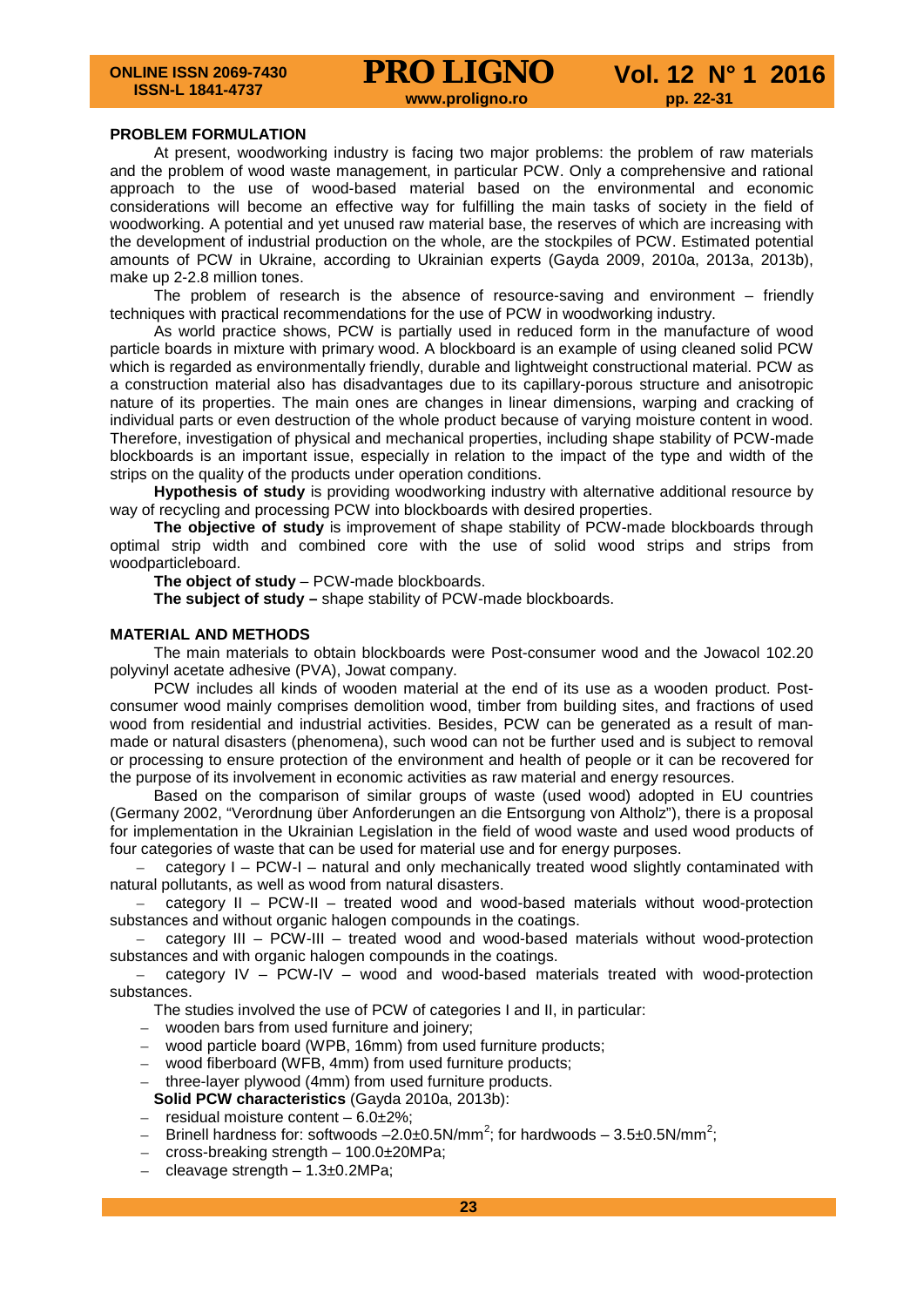## PROBLEM FORMULATION

At present, woodworking industry is facing two major problems: the problem of raw materials and the problem of wood waste management, in particular PCW. Only a comprehensive and rational approach to the use of wood-based material based on the environmental and economic considerations will become an effective way for fulfilling the main tasks of society in the field of woodworking. A potential and yet unused raw material base, the reserves of which are increasing with the development of industrial production on the whole, are the stockpiles of PCW. Estimated potential amounts of PCW in Ukraine, according to Ukrainian experts (Gayda 2009, 2010a, 2013a, 2013b), make up 2-2.8 million tones.

The problem of research is the absence of resource-saving and environment – friendly techniques with practical recommendations for the use of PCW in woodworking industry.

As world practice shows, PCW is partially used in reduced form in the manufacture of wood particle boards in mixture with primary wood. A blockboard is an example of using cleaned solid PCW which is regarded as environmentally friendly, durable and lightweight constructional material. PCW as a construction material also has disadvantages due to its capillary-porous structure and anisotropic nature of its properties. The main ones are changes in linear dimensions, warping and cracking of individual parts or even destruction of the whole product because of varying moisture content in wood. Therefore, investigation of physical and mechanical properties, including shape stability of PCW-made blockboards is an important issue, especially in relation to the impact of the type and width of the strips on the quality of the products under operation conditions.

**Hypothesis of study** is providing woodworking industry with alternative additional resource by way of recycling and processing PCW into blockboards with desired properties.

**The objective of study** is improvement of shape stability of PCW-made blockboards through optimal strip width and combined core with the use of solid wood strips and strips from woodparticleboard.

**The object of study** – PCW-made blockboards.

**The subject of study –** shape stability of PCW-made blockboards.

## MATERIAL AND METHODS

The main materials to obtain blockboards were Post-consumer wood and the Jowacol 102.20 polyvinyl acetate adhesive (PVA), Jowat company.

PCW includes all kinds of wooden material at the end of its use as a wooden product. Post-consumer wood mainly comprises demolition wood, timber from building sites, and fractions of used wood from residential and industrial activities. Besides, PCW can be generated as a result of man-made or natural disasters (phenomena), such wood can not be further used and is subject to removal or processing to ensure protection of the environment and health of people or it can be recovered for the purpose of its involvement in economic activities as raw material and energy resources.

Based on the comparison of similar groups of waste (used wood) adopted in EU countries (Germany 2002, "Verordnung über Anforderungen an die Entsorgung von Altholz"), there is a proposal for implementation in the Ukrainian Legislation in the field of wood waste and used wood products of four categories of waste that can be used for material use and for energy purposes.

- category I – PCW-I – natural and only mechanically treated wood slightly contaminated with natural pollutants, as well as wood from natural disasters.
- category II – PCW-II – treated wood and wood-based materials without wood-protection substances and without organic halogen compounds in the coatings.
- category III – PCW-III – treated wood and wood-based materials without wood-protection substances and with organic halogen compounds in the coatings.
- category IV – PCW-IV – wood and wood-based materials treated with wood-protection substances.

The studies involved the use of PCW of categories I and II, in particular:

- wooden bars from used furniture and joinery;
- wood particle board (WPB, 16mm) from used furniture products;
- wood fiberboard (WFB, 4mm) from used furniture products;
- three-layer plywood (4mm) from used furniture products.

**Solid PCW characteristics** (Gayda 2010a, 2013b):

- residual moisture content – 6.0±2%;
- Brinell hardness for: softwoods –2.0±0.5N/mm$^2$; for hardwoods – 3.5±0.5N/mm$^2$;
- cross-breaking strength – 100.0±20MPa;
- cleavage strength – 1.3±0.2MPa;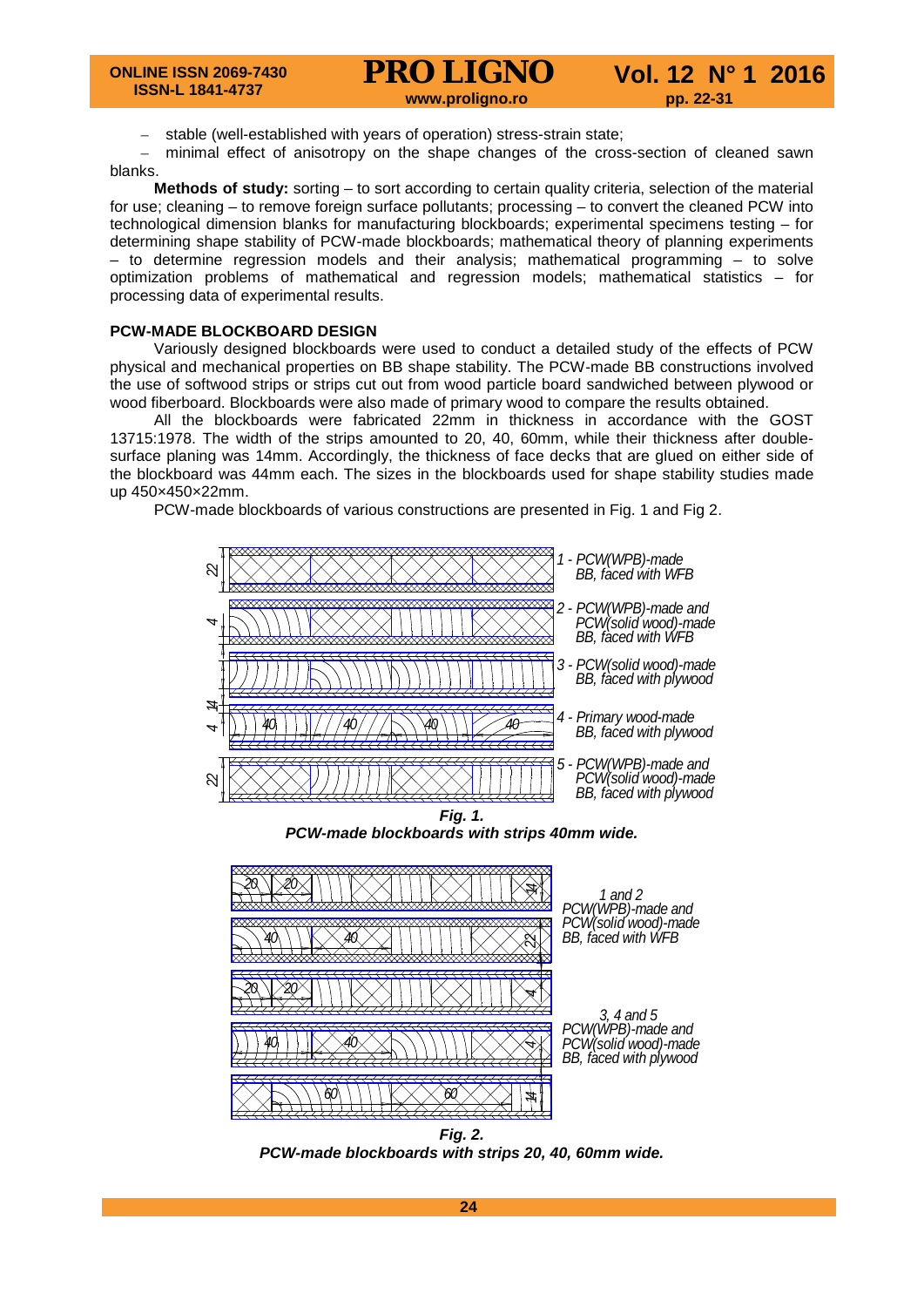– stable (well-established with years of operation) stress-strain state;
– minimal effect of anisotropy on the shape changes of the cross-section of cleaned sawn blanks.

**Methods of study:** sorting – to sort according to certain quality criteria, selection of the material for use; cleaning – to remove foreign surface pollutants; processing – to convert the cleaned PCW into technological dimension blanks for manufacturing blockboards; experimental specimens testing – for determining shape stability of PCW-made blockboards; mathematical theory of planning experiments – to determine regression models and their analysis; mathematical programming – to solve optimization problems of mathematical and regression models; mathematical statistics – for processing data of experimental results.

## PCW-MADE BLOCKBOARD DESIGN

Variously designed blockboards were used to conduct a detailed study of the effects of PCW physical and mechanical properties on BB shape stability. The PCW-made BB constructions involved the use of softwood strips or strips cut out from wood particle board sandwiched between plywood or wood fiberboard. Blockboards were also made of primary wood to compare the results obtained.

All the blockboards were fabricated 22mm in thickness in accordance with the GOST 13715:1978. The width of the strips amounted to 20, 40, 60mm, while their thickness after double-surface planing was 14mm. Accordingly, the thickness of face decks that are glued on either side of the blockboard was 44mm each. The sizes in the blockboards used for shape stability studies made up 450×450×22mm.

PCW-made blockboards of various constructions are presented in Fig. 1 and Fig 2.

1 - PCW(WPB)-made BB, faced with WFB
2 - PCW(WPB)-made and PCW(solid wood)-made BB, faced with WFB
3 - PCW(solid wood)-made BB, faced with plywood
4 - Primary wood-made BB, faced with plywood
5 - PCW(WPB)-made and PCW(solid wood)-made BB, faced with plywood

***Fig. 1.***
***PCW-made blockboards with strips 40mm wide.***

1 and 2 PCW(WPB)-made and PCW(solid wood)-made BB, faced with WFB

3, 4 and 5 PCW(WPB)-made and PCW(solid wood)-made BB, faced with plywood

***Fig. 2.***
***PCW-made blockboards with strips 20, 40, 60mm wide.***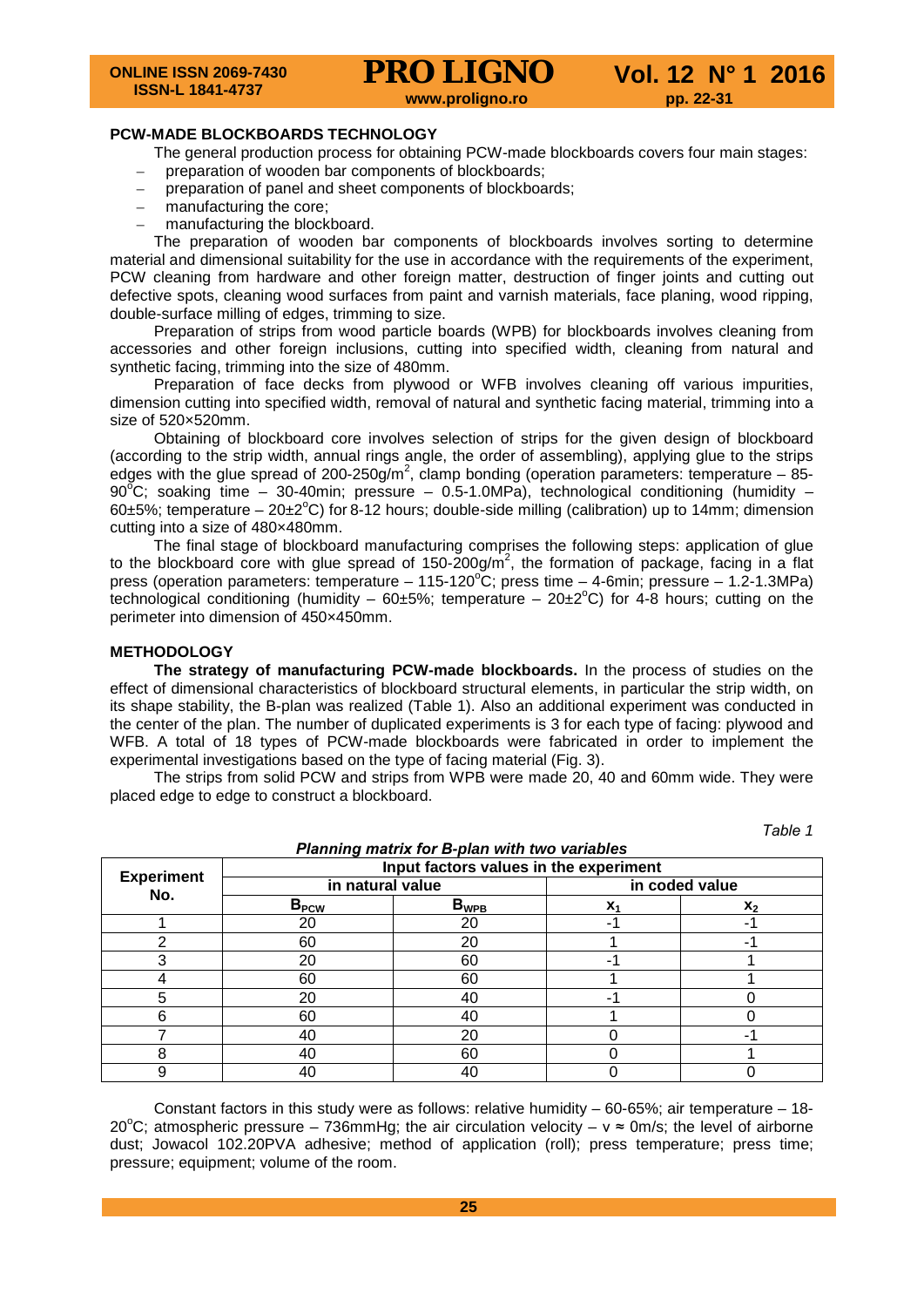### PCW-MADE BLOCKBOARDS TECHNOLOGY

The general production process for obtaining PCW-made blockboards covers four main stages:

- preparation of wooden bar components of blockboards;
- preparation of panel and sheet components of blockboards;
- manufacturing the core;
- manufacturing the blockboard.

The preparation of wooden bar components of blockboards involves sorting to determine material and dimensional suitability for the use in accordance with the requirements of the experiment, PCW cleaning from hardware and other foreign matter, destruction of finger joints and cutting out defective spots, cleaning wood surfaces from paint and varnish materials, face planing, wood ripping, double-surface milling of edges, trimming to size.

Preparation of strips from wood particle boards (WPB) for blockboards involves cleaning from accessories and other foreign inclusions, cutting into specified width, cleaning from natural and synthetic facing, trimming into the size of 480mm.

Preparation of face decks from plywood or WFB involves cleaning off various impurities, dimension cutting into specified width, removal of natural and synthetic facing material, trimming into a size of 520×520mm.

Obtaining of blockboard core involves selection of strips for the given design of blockboard (according to the strip width, annual rings angle, the order of assembling), applying glue to the strips edges with the glue spread of 200-250g/m$^2$, clamp bonding (operation parameters: temperature – 85-90$^o$C; soaking time – 30-40min; pressure – 0.5-1.0MPa), technological conditioning (humidity – 60±5%; temperature – 20±2$^o$C) for 8-12 hours; double-side milling (calibration) up to 14mm; dimension cutting into a size of 480×480mm.

The final stage of blockboard manufacturing comprises the following steps: application of glue to the blockboard core with glue spread of 150-200g/m$^2$, the formation of package, facing in a flat press (operation parameters: temperature – 115-120$^o$C; press time – 4-6min; pressure – 1.2-1.3MPa) technological conditioning (humidity – 60±5%; temperature – 20±2$^o$C) for 4-8 hours; cutting on the perimeter into dimension of 450×450mm.

### METHODOLOGY

**The strategy of manufacturing PCW-made blockboards.** In the process of studies on the effect of dimensional characteristics of blockboard structural elements, in particular the strip width, on its shape stability, the B-plan was realized (Table 1). Also an additional experiment was conducted in the center of the plan. The number of duplicated experiments is 3 for each type of facing: plywood and WFB. A total of 18 types of PCW-made blockboards were fabricated in order to implement the experimental investigations based on the type of facing material (Fig. 3).

The strips from solid PCW and strips from WPB were made 20, 40 and 60mm wide. They were placed edge to edge to construct a blockboard.

*Table 1*

***Planning matrix for B-plan with two variables***

| Experiment No. | Input factors values in the experiment | | | |
|---|---|---|---|---|
| | in natural value | | in coded value | |
| | $B_{PCW}$ | $B_{WPB}$ | $x_1$ | $x_2$ |
| 1 | 20 | 20 | -1 | -1 |
| 2 | 60 | 20 | 1 | -1 |
| 3 | 20 | 60 | -1 | 1 |
| 4 | 60 | 60 | 1 | 1 |
| 5 | 20 | 40 | -1 | 0 |
| 6 | 60 | 40 | 1 | 0 |
| 7 | 40 | 20 | 0 | -1 |
| 8 | 40 | 60 | 0 | 1 |
| 9 | 40 | 40 | 0 | 0 |

Constant factors in this study were as follows: relative humidity – 60-65%; air temperature – 18-20$^o$C; atmospheric pressure – 736mmHg; the air circulation velocity – v ≈ 0m/s; the level of airborne dust; Jowacol 102.20PVA adhesive; method of application (roll); press temperature; press time; pressure; equipment; volume of the room.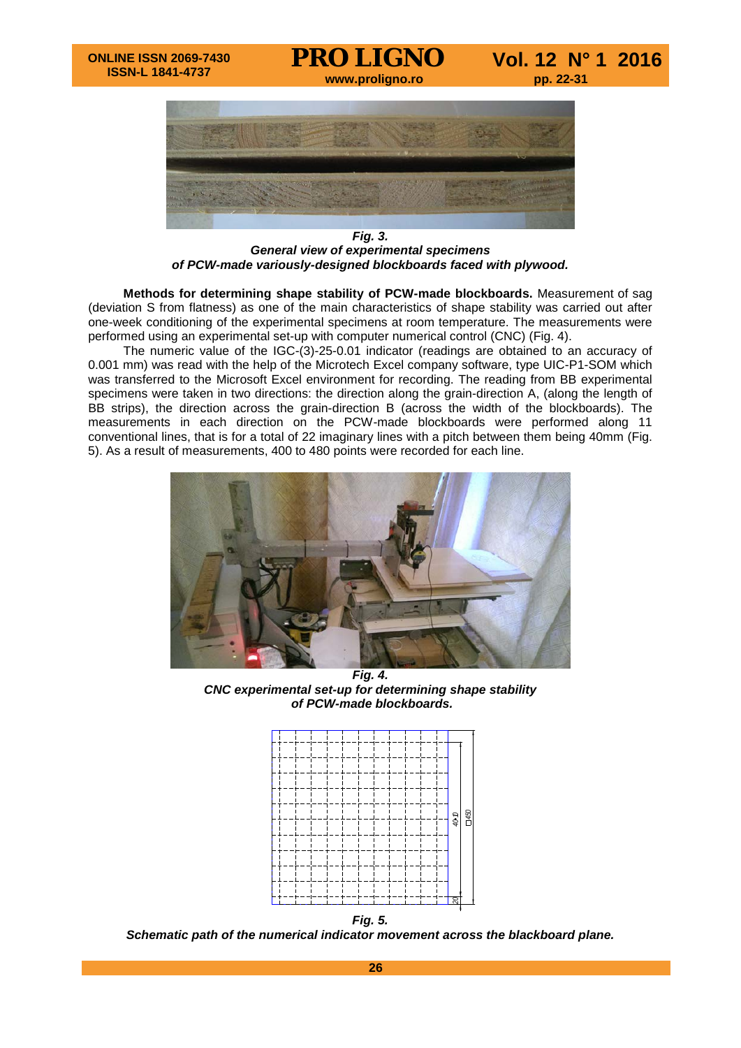*Fig. 3.*
***General view of experimental specimens of PCW-made variously-designed blockboards faced with plywood.***

**Methods for determining shape stability of PCW-made blockboards.** Measurement of sag (deviation S from flatness) as one of the main characteristics of shape stability was carried out after one-week conditioning of the experimental specimens at room temperature. The measurements were performed using an experimental set-up with computer numerical control (CNC) (Fig. 4).

The numeric value of the IGC-(3)-25-0.01 indicator (readings are obtained to an accuracy of 0.001 mm) was read with the help of the Microtech Excel company software, type UIC-P1-SOM which was transferred to the Microsoft Excel environment for recording. The reading from BB experimental specimens were taken in two directions: the direction along the grain-direction A, (along the length of BB strips), the direction across the grain-direction B (across the width of the blockboards). The measurements in each direction on the PCW-made blockboards were performed along 11 conventional lines, that is for a total of 22 imaginary lines with a pitch between them being 40mm (Fig. 5). As a result of measurements, 400 to 480 points were recorded for each line.

*Fig. 4.*
***CNC experimental set-up for determining shape stability of PCW-made blockboards.***

*Fig. 5.*
***Schematic path of the numerical indicator movement across the blackboard plane.***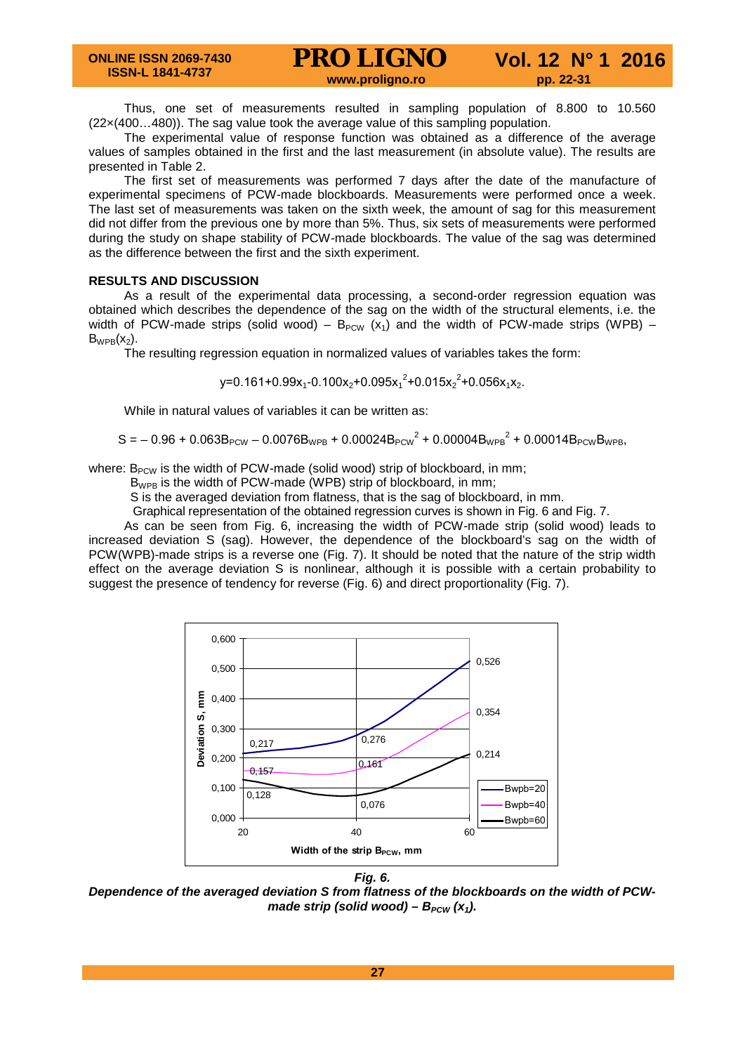Thus, one set of measurements resulted in sampling population of 8.800 to 10.560 (22×(400…480)). The sag value took the average value of this sampling population.

The experimental value of response function was obtained as a difference of the average values of samples obtained in the first and the last measurement (in absolute value). The results are presented in Table 2.

The first set of measurements was performed 7 days after the date of the manufacture of experimental specimens of PCW-made blockboards. Measurements were performed once a week. The last set of measurements was taken on the sixth week, the amount of sag for this measurement did not differ from the previous one by more than 5%. Thus, six sets of measurements were performed during the study on shape stability of PCW-made blockboards. The value of the sag was determined as the difference between the first and the sixth experiment.

## RESULTS AND DISCUSSION

As a result of the experimental data processing, a second-order regression equation was obtained which describes the dependence of the sag on the width of the structural elements, i.e. the width of PCW-made strips (solid wood) – $B_{PCW}$ ($x_1$) and the width of PCW-made strips (WPB) – $B_{WPB}$($x_2$).

The resulting regression equation in normalized values of variables takes the form:

$$y=0.161+0.99x_1-0.100x_2+0.095x_1^2+0.015x_2^2+0.056x_1x_2.$$

While in natural values of variables it can be written as:

$$S = -0.96 + 0.063B_{PCW} - 0.0076B_{WPB} + 0.00024B_{PCW}^2 + 0.00004B_{WPB}^2 + 0.00014B_{PCW}B_{WPB},$$

where: $B_{PCW}$ is the width of PCW-made (solid wood) strip of blockboard, in mm;

$B_{WPB}$ is the width of PCW-made (WPB) strip of blockboard, in mm;

S is the averaged deviation from flatness, that is the sag of blockboard, in mm.

Graphical representation of the obtained regression curves is shown in Fig. 6 and Fig. 7.

As can be seen from Fig. 6, increasing the width of PCW-made strip (solid wood) leads to increased deviation S (sag). However, the dependence of the blockboard's sag on the width of PCW(WPB)-made strips is a reverse one (Fig. 7). It should be noted that the nature of the strip width effect on the average deviation S is nonlinear, although it is possible with a certain probability to suggest the presence of tendency for reverse (Fig. 6) and direct proportionality (Fig. 7).

***Fig. 6.***

***Dependence of the averaged deviation S from flatness of the blockboards on the width of PCW-made strip (solid wood) – $B_{PCW}$ ($x_1$).***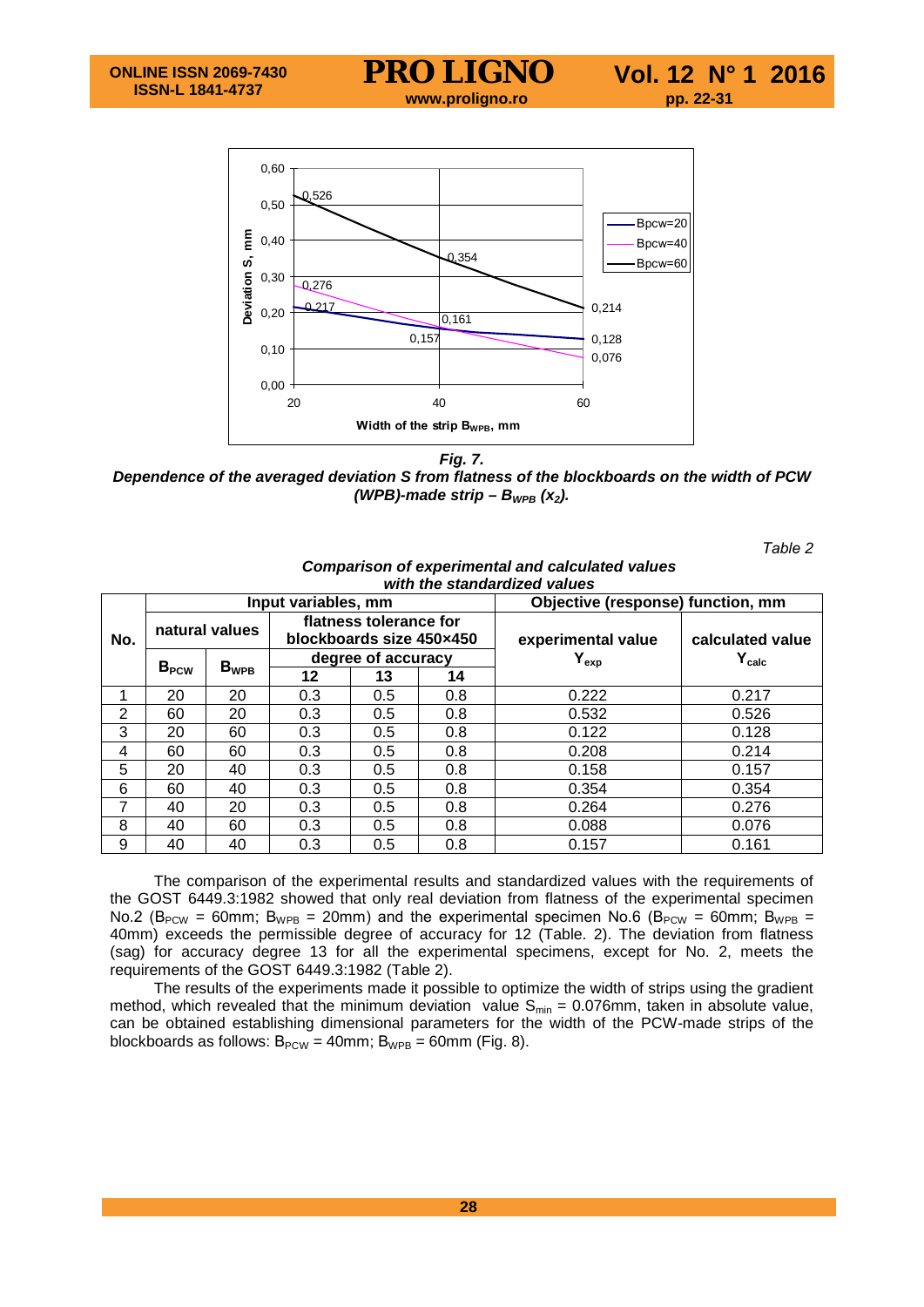**Fig. 7.**

***Dependence of the averaged deviation S from flatness of the blockboards on the width of PCW (WPB)-made strip – $B_{WPB}$ ($x_2$).***

*Table 2*

***Comparison of experimental and calculated values with the standardized values***

| No. | Input variables, mm | | | | | Objective (response) function, mm | |
|---|---|---|---|---|---|---|---|
| | natural values | | flatness tolerance for blockboards size 450×450 | | | experimental value $Y_{exp}$ | calculated value $Y_{calc}$ |
| | $B_{PCW}$ | $B_{WPB}$ | degree of accuracy | | | | |
| | | | 12 | 13 | 14 | | |
| 1 | 20 | 20 | 0.3 | 0.5 | 0.8 | 0.222 | 0.217 |
| 2 | 60 | 20 | 0.3 | 0.5 | 0.8 | 0.532 | 0.526 |
| 3 | 20 | 60 | 0.3 | 0.5 | 0.8 | 0.122 | 0.128 |
| 4 | 60 | 60 | 0.3 | 0.5 | 0.8 | 0.208 | 0.214 |
| 5 | 20 | 40 | 0.3 | 0.5 | 0.8 | 0.158 | 0.157 |
| 6 | 60 | 40 | 0.3 | 0.5 | 0.8 | 0.354 | 0.354 |
| 7 | 40 | 20 | 0.3 | 0.5 | 0.8 | 0.264 | 0.276 |
| 8 | 40 | 60 | 0.3 | 0.5 | 0.8 | 0.088 | 0.076 |
| 9 | 40 | 40 | 0.3 | 0.5 | 0.8 | 0.157 | 0.161 |

The comparison of the experimental results and standardized values with the requirements of the GOST 6449.3:1982 showed that only real deviation from flatness of the experimental specimen No.2 ($B_{PCW}$ = 60mm; $B_{WPB}$ = 20mm) and the experimental specimen No.6 ($B_{PCW}$ = 60mm; $B_{WPB}$ = 40mm) exceeds the permissible degree of accuracy for 12 (Table. 2). The deviation from flatness (sag) for accuracy degree 13 for all the experimental specimens, except for No. 2, meets the requirements of the GOST 6449.3:1982 (Table 2).

The results of the experiments made it possible to optimize the width of strips using the gradient method, which revealed that the minimum deviation value $S_{min}$ = 0.076mm, taken in absolute value, can be obtained establishing dimensional parameters for the width of the PCW-made strips of the blockboards as follows: $B_{PCW}$ = 40mm; $B_{WPB}$ = 60mm (Fig. 8).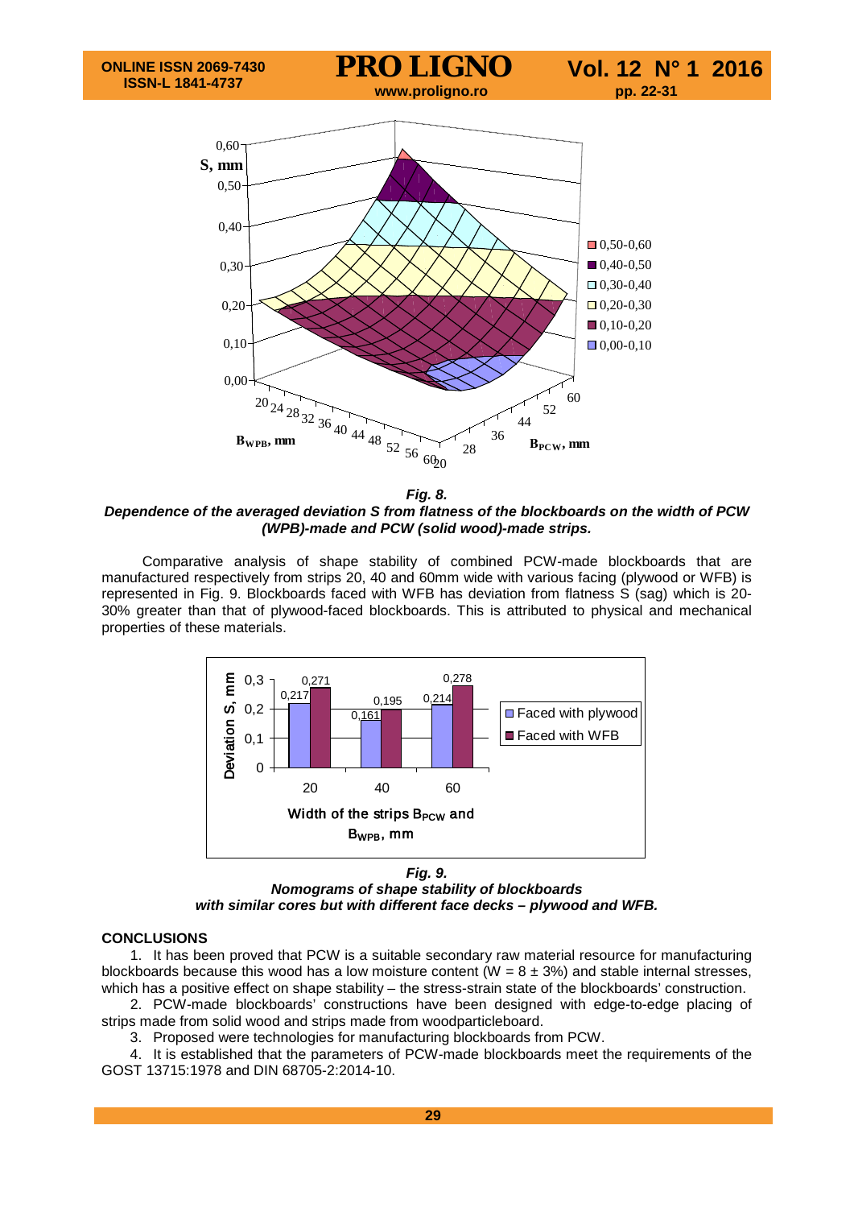*Fig. 8.*
***Dependence of the averaged deviation S from flatness of the blockboards on the width of PCW (WPB)-made and PCW (solid wood)-made strips.***

Comparative analysis of shape stability of combined PCW-made blockboards that are manufactured respectively from strips 20, 40 and 60mm wide with various facing (plywood or WFB) is represented in Fig. 9. Blockboards faced with WFB has deviation from flatness S (sag) which is 20-30% greater than that of plywood-faced blockboards. This is attributed to physical and mechanical properties of these materials.

*Fig. 9.*
***Nomograms of shape stability of blockboards with similar cores but with different face decks – plywood and WFB.***

**CONCLUSIONS**

1. It has been proved that PCW is a suitable secondary raw material resource for manufacturing blockboards because this wood has a low moisture content (W = 8 ± 3%) and stable internal stresses, which has a positive effect on shape stability – the stress-strain state of the blockboards' construction.

2. PCW-made blockboards' constructions have been designed with edge-to-edge placing of strips made from solid wood and strips made from woodparticleboard.

3. Proposed were technologies for manufacturing blockboards from PCW.

4. It is established that the parameters of PCW-made blockboards meet the requirements of the GOST 13715:1978 and DIN 68705-2:2014-10.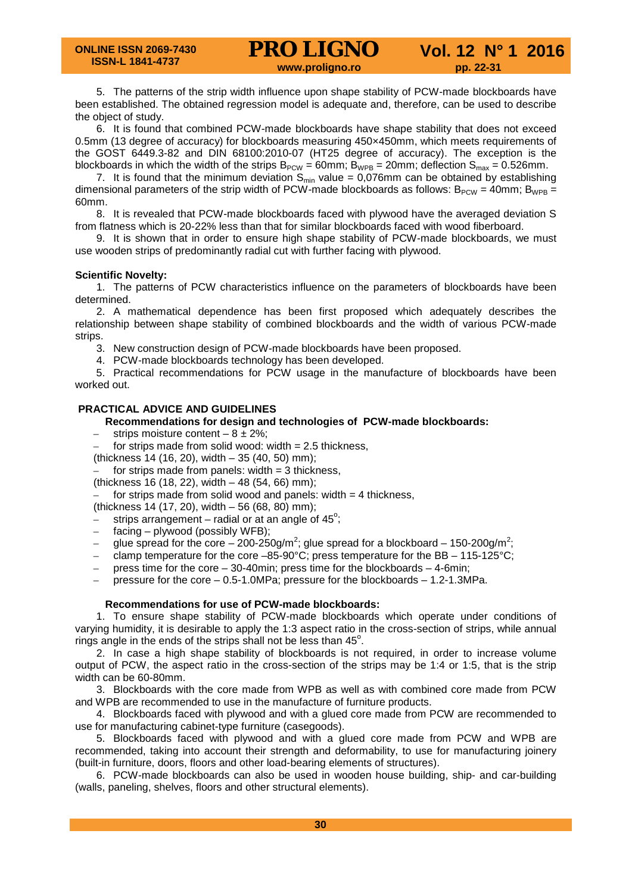5. The patterns of the strip width influence upon shape stability of PCW-made blockboards have been established. The obtained regression model is adequate and, therefore, can be used to describe the object of study.

6. It is found that combined PCW-made blockboards have shape stability that does not exceed 0.5mm (13 degree of accuracy) for blockboards measuring 450×450mm, which meets requirements of the GOST 6449.3-82 and DIN 68100:2010-07 (HT25 degree of accuracy). The exception is the blockboards in which the width of the strips $B_{PCW}$ = 60mm; $B_{WPB}$ = 20mm; deflection $S_{max}$ = 0.526mm.

7. It is found that the minimum deviation $S_{min}$ value = 0,076mm can be obtained by establishing dimensional parameters of the strip width of PCW-made blockboards as follows: $B_{PCW}$ = 40mm; $B_{WPB}$ = 60mm.

8. It is revealed that PCW-made blockboards faced with plywood have the averaged deviation S from flatness which is 20-22% less than that for similar blockboards faced with wood fiberboard.

9. It is shown that in order to ensure high shape stability of PCW-made blockboards, we must use wooden strips of predominantly radial cut with further facing with plywood.

**Scientific Novelty:**

1. The patterns of PCW characteristics influence on the parameters of blockboards have been determined.

2. A mathematical dependence has been first proposed which adequately describes the relationship between shape stability of combined blockboards and the width of various PCW-made strips.

3. New construction design of PCW-made blockboards have been proposed.

4. PCW-made blockboards technology has been developed.

5. Practical recommendations for PCW usage in the manufacture of blockboards have been worked out.

## PRACTICAL ADVICE AND GUIDELINES

**Recommendations for design and technologies of PCW-made blockboards:**

- strips moisture content – 8 ± 2%;
- for strips made from solid wood: width = 2.5 thickness,

(thickness 14 (16, 20), width – 35 (40, 50) mm);

- for strips made from panels: width = 3 thickness,

(thickness 16 (18, 22), width – 48 (54, 66) mm);

- for strips made from solid wood and panels: width = 4 thickness,

(thickness 14 (17, 20), width – 56 (68, 80) mm);

- strips arrangement – radial or at an angle of 45°;
- facing – plywood (possibly WFB);
- glue spread for the core – 200-250g/m²; glue spread for a blockboard – 150-200g/m²;
- clamp temperature for the core –85-90°C; press temperature for the BB – 115-125°C;
- press time for the core – 30-40min; press time for the blockboards – 4-6min;
- pressure for the core – 0.5-1.0MPa; pressure for the blockboards – 1.2-1.3MPa.

**Recommendations for use of PCW-made blockboards:**

1. To ensure shape stability of PCW-made blockboards which operate under conditions of varying humidity, it is desirable to apply the 1:3 aspect ratio in the cross-section of strips, while annual rings angle in the ends of the strips shall not be less than 45°.

2. In case a high shape stability of blockboards is not required, in order to increase volume output of PCW, the aspect ratio in the cross-section of the strips may be 1:4 or 1:5, that is the strip width can be 60-80mm.

3. Blockboards with the core made from WPB as well as with combined core made from PCW and WPB are recommended to use in the manufacture of furniture products.

4. Blockboards faced with plywood and with a glued core made from PCW are recommended to use for manufacturing cabinet-type furniture (casegoods).

5. Blockboards faced with plywood and with a glued core made from PCW and WPB are recommended, taking into account their strength and deformability, to use for manufacturing joinery (built-in furniture, doors, floors and other load-bearing elements of structures).

6. PCW-made blockboards can also be used in wooden house building, ship- and car-building (walls, paneling, shelves, floors and other structural elements).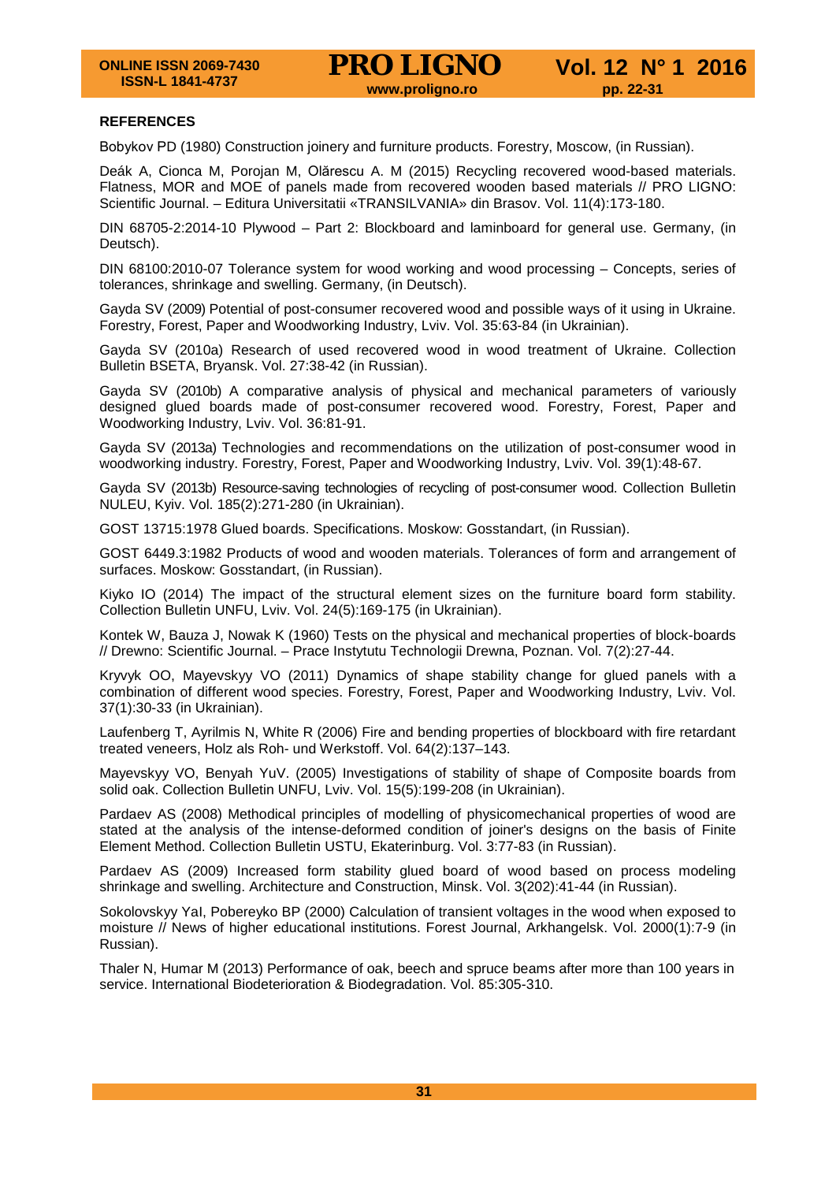## REFERENCES

Bobykov PD (1980) Construction joinery and furniture products. Forestry, Moscow, (in Russian).

Deák A, Cionca M, Porojan M, Olărescu A. M (2015) Recycling recovered wood-based materials. Flatness, MOR and MOE of panels made from recovered wooden based materials // PRO LIGNO: Scientific Journal. – Editura Universitatii «TRANSILVANIA» din Brasov. Vol. 11(4):173-180.

DIN 68705-2:2014-10 Plywood – Part 2: Blockboard and laminboard for general use. Germany, (in Deutsch).

DIN 68100:2010-07 Tolerance system for wood working and wood processing – Concepts, series of tolerances, shrinkage and swelling. Germany, (in Deutsch).

Gayda SV (2009) Potential of post-consumer recovered wood and possible ways of it using in Ukraine. Forestry, Forest, Paper and Woodworking Industry, Lviv. Vol. 35:63-84 (in Ukrainian).

Gayda SV (2010a) Research of used recovered wood in wood treatment of Ukraine. Collection Bulletin BSETA, Bryansk. Vol. 27:38-42 (in Russian).

Gayda SV (2010b) A comparative analysis of physical and mechanical parameters of variously designed glued boards made of post-consumer recovered wood. Forestry, Forest, Paper and Woodworking Industry, Lviv. Vol. 36:81-91.

Gayda SV (2013a) Technologies and recommendations on the utilization of post-consumer wood in woodworking industry. Forestry, Forest, Paper and Woodworking Industry, Lviv. Vol. 39(1):48-67.

Gayda SV (2013b) Resource-saving technologies of recycling of post-consumer wood. Collection Bulletin NULEU, Kyiv. Vol. 185(2):271-280 (in Ukrainian).

GOST 13715:1978 Glued boards. Specifications. Moskow: Gosstandart, (in Russian).

GOST 6449.3:1982 Products of wood and wooden materials. Tolerances of form and arrangement of surfaces. Moskow: Gosstandart, (in Russian).

Kiyko IO (2014) The impact of the structural element sizes on the furniture board form stability. Collection Bulletin UNFU, Lviv. Vol. 24(5):169-175 (in Ukrainian).

Kontek W, Bauza J, Nowak K (1960) Tests on the physical and mechanical properties of block-boards // Drewno: Scientific Journal. – Prace Instytutu Technologii Drewna, Poznan. Vol. 7(2):27-44.

Kryvyk OO, Mayevskyy VO (2011) Dynamics of shape stability change for glued panels with a combination of different wood species. Forestry, Forest, Paper and Woodworking Industry, Lviv. Vol. 37(1):30-33 (in Ukrainian).

Laufenberg T, Ayrilmis N, White R (2006) Fire and bending properties of blockboard with fire retardant treated veneers, Holz als Roh- und Werkstoff. Vol. 64(2):137–143.

Mayevskyy VO, Benyah YuV. (2005) Investigations of stability of shape of Composite boards from solid oak. Collection Bulletin UNFU, Lviv. Vol. 15(5):199-208 (in Ukrainian).

Pardaev AS (2008) Methodical principles of modelling of physicomechanical properties of wood are stated at the analysis of the intense-deformed condition of joiner's designs on the basis of Finite Element Method. Collection Bulletin USTU, Ekaterinburg. Vol. 3:77-83 (in Russian).

Pardaev AS (2009) Increased form stability glued board of wood based on process modeling shrinkage and swelling. Architecture and Construction, Minsk. Vol. 3(202):41-44 (in Russian).

Sokolovskyy YaI, Pobereyko BP (2000) Calculation of transient voltages in the wood when exposed to moisture // News of higher educational institutions. Forest Journal, Arkhangelsk. Vol. 2000(1):7-9 (in Russian).

Thaler N, Humar M (2013) Performance of oak, beech and spruce beams after more than 100 years in service. International Biodeterioration & Biodegradation. Vol. 85:305-310.